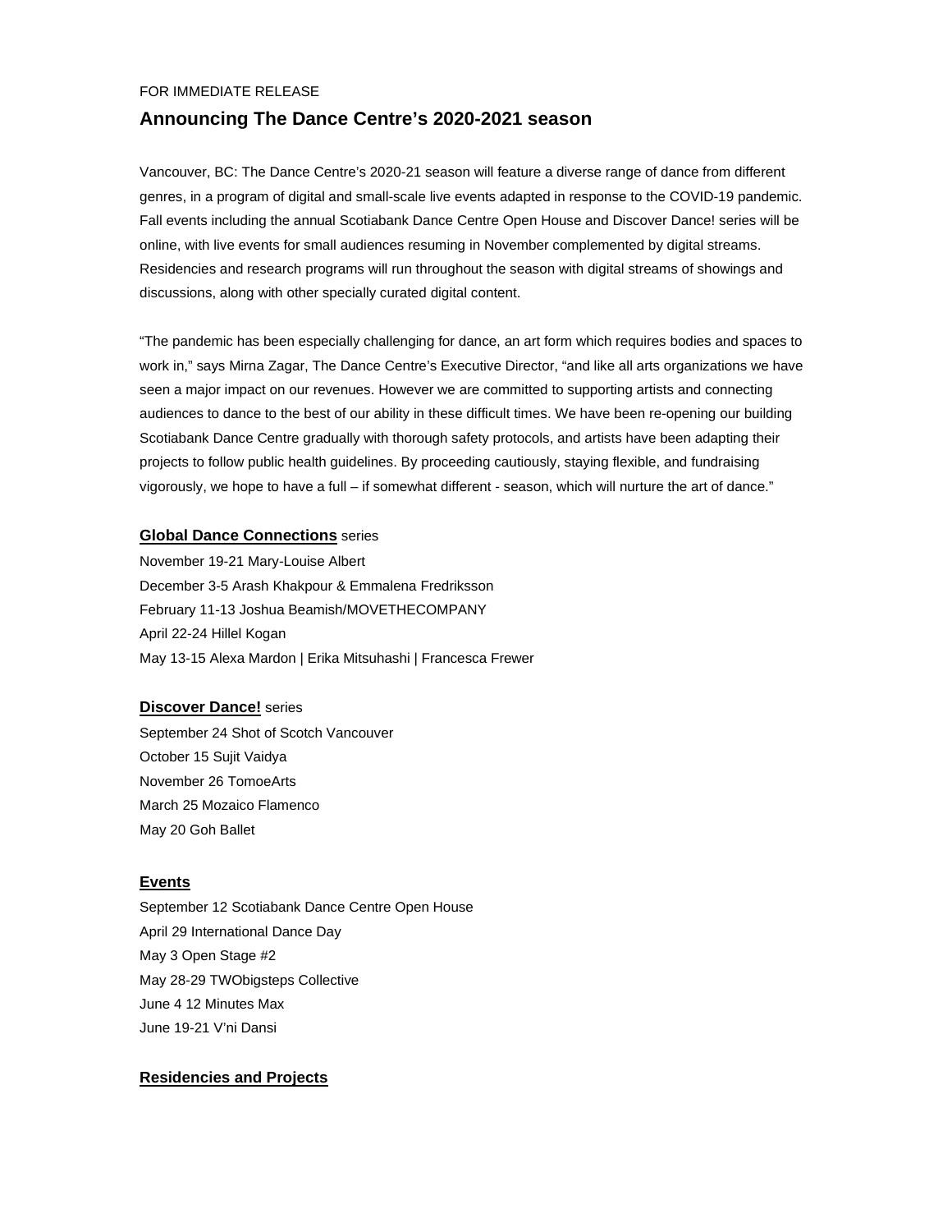FOR IMMEDIATE RELEASE

# Announcing The Dance Centre's 2020-2021 season

Vancouver, BC: The Dance Centre's 2020-21 season will feature a diverse range of dance from different genres, in a program of digital and small-scale live events adapted in response to the COVID-19 pandemic. Fall events including the annual Scotiabank Dance Centre Open House and Discover Dance! series will be online, with live events for small audiences resuming in November complemented by digital streams. Residencies and research programs will run throughout the season with digital streams of showings and discussions, along with other specially curated digital content.

"The pandemic has been especially challenging for dance, an art form which requires bodies and spaces to work in," says Mirna Zagar, The Dance Centre's Executive Director, "and like all arts organizations we have seen a major impact on our revenues. However we are committed to supporting artists and connecting audiences to dance to the best of our ability in these difficult times. We have been re-opening our building Scotiabank Dance Centre gradually with thorough safety protocols, and artists have been adapting their projects to follow public health guidelines. By proceeding cautiously, staying flexible, and fundraising vigorously, we hope to have a full – if somewhat different - season, which will nurture the art of dance."

**Global Dance Connections** series

November 19-21 Mary-Louise Albert
December 3-5 Arash Khakpour & Emmalena Fredriksson
February 11-13 Joshua Beamish/MOVETHECOMPANY
April 22-24 Hillel Kogan
May 13-15 Alexa Mardon | Erika Mitsuhashi | Francesca Frewer

**Discover Dance!** series

September 24 Shot of Scotch Vancouver
October 15 Sujit Vaidya
November 26 TomoeArts
March 25 Mozaico Flamenco
May 20 Goh Ballet

## Events

September 12 Scotiabank Dance Centre Open House
April 29 International Dance Day
May 3 Open Stage #2
May 28-29 TWObigsteps Collective
June 4 12 Minutes Max
June 19-21 V'ni Dansi

## Residencies and Projects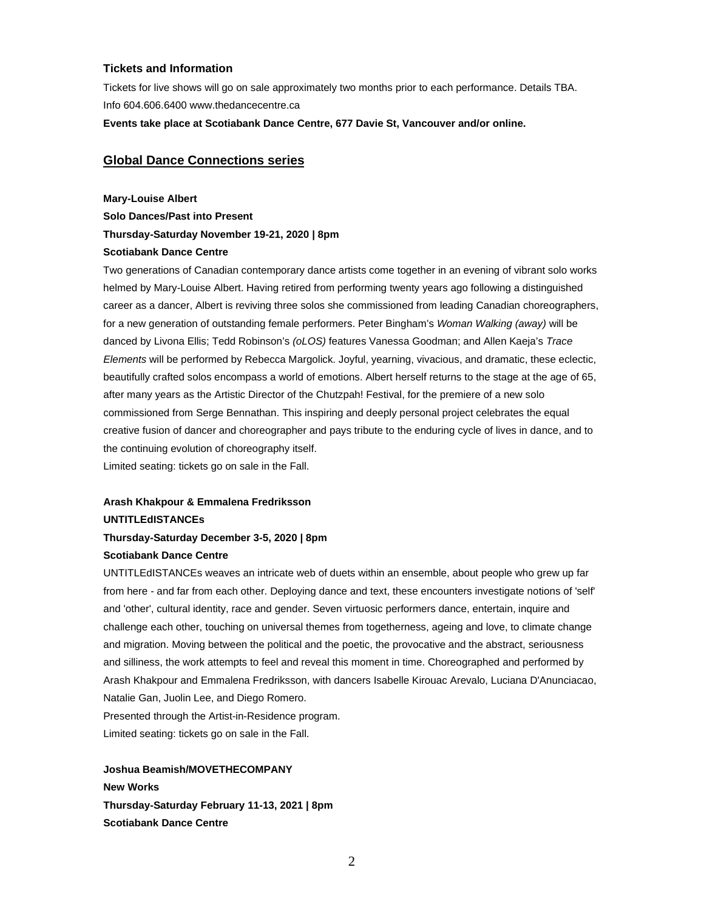### Tickets and Information

Tickets for live shows will go on sale approximately two months prior to each performance. Details TBA.
Info 604.606.6400 www.thedancecentre.ca

**Events take place at Scotiabank Dance Centre, 677 Davie St, Vancouver and/or online.**

## Global Dance Connections series

**Mary-Louise Albert**
**Solo Dances/Past into Present**
**Thursday-Saturday November 19-21, 2020 | 8pm**
**Scotiabank Dance Centre**

Two generations of Canadian contemporary dance artists come together in an evening of vibrant solo works helmed by Mary-Louise Albert. Having retired from performing twenty years ago following a distinguished career as a dancer, Albert is reviving three solos she commissioned from leading Canadian choreographers, for a new generation of outstanding female performers. Peter Bingham's *Woman Walking (away)* will be danced by Livona Ellis; Tedd Robinson's *(oLOS)* features Vanessa Goodman; and Allen Kaeja's *Trace Elements* will be performed by Rebecca Margolick. Joyful, yearning, vivacious, and dramatic, these eclectic, beautifully crafted solos encompass a world of emotions. Albert herself returns to the stage at the age of 65, after many years as the Artistic Director of the Chutzpah! Festival, for the premiere of a new solo commissioned from Serge Bennathan. This inspiring and deeply personal project celebrates the equal creative fusion of dancer and choreographer and pays tribute to the enduring cycle of lives in dance, and to the continuing evolution of choreography itself.
Limited seating: tickets go on sale in the Fall.

**Arash Khakpour & Emmalena Fredriksson**
**UNTITLEdISTANCEs**
**Thursday-Saturday December 3-5, 2020 | 8pm**
**Scotiabank Dance Centre**

UNTITLEdISTANCEs weaves an intricate web of duets within an ensemble, about people who grew up far from here - and far from each other. Deploying dance and text, these encounters investigate notions of 'self' and 'other', cultural identity, race and gender. Seven virtuosic performers dance, entertain, inquire and challenge each other, touching on universal themes from togetherness, ageing and love, to climate change and migration. Moving between the political and the poetic, the provocative and the abstract, seriousness and silliness, the work attempts to feel and reveal this moment in time. Choreographed and performed by Arash Khakpour and Emmalena Fredriksson, with dancers Isabelle Kirouac Arevalo, Luciana D'Anunciacao, Natalie Gan, Juolin Lee, and Diego Romero.
Presented through the Artist-in-Residence program.
Limited seating: tickets go on sale in the Fall.

**Joshua Beamish/MOVETHECOMPANY**
**New Works**
**Thursday-Saturday February 11-13, 2021 | 8pm**
**Scotiabank Dance Centre**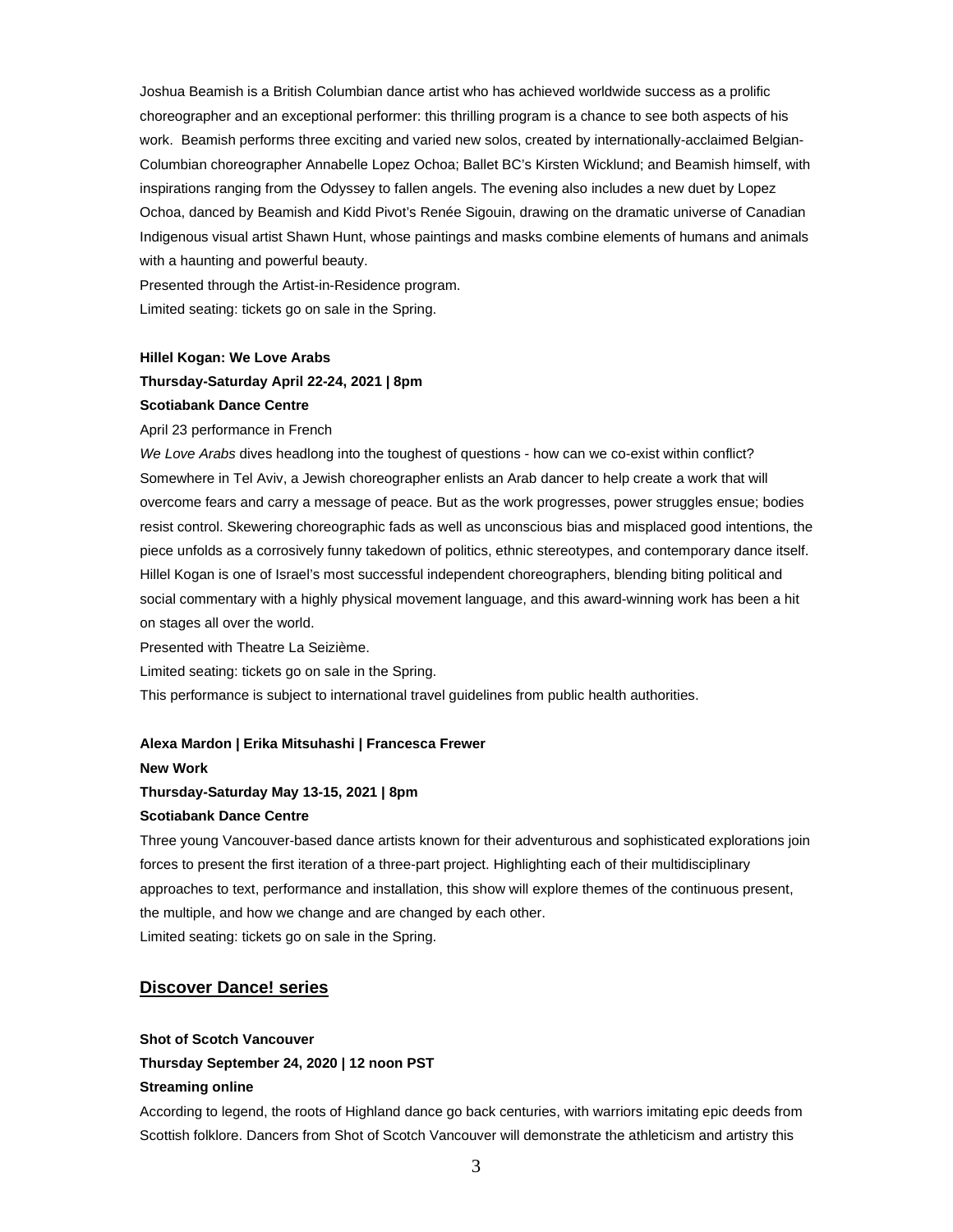Joshua Beamish is a British Columbian dance artist who has achieved worldwide success as a prolific choreographer and an exceptional performer: this thrilling program is a chance to see both aspects of his work. Beamish performs three exciting and varied new solos, created by internationally-acclaimed Belgian-Columbian choreographer Annabelle Lopez Ochoa; Ballet BC's Kirsten Wicklund; and Beamish himself, with inspirations ranging from the Odyssey to fallen angels. The evening also includes a new duet by Lopez Ochoa, danced by Beamish and Kidd Pivot's Renée Sigouin, drawing on the dramatic universe of Canadian Indigenous visual artist Shawn Hunt, whose paintings and masks combine elements of humans and animals with a haunting and powerful beauty.

Presented through the Artist-in-Residence program.

Limited seating: tickets go on sale in the Spring.

**Hillel Kogan: We Love Arabs**
**Thursday-Saturday April 22-24, 2021 | 8pm**
**Scotiabank Dance Centre**

April 23 performance in French

*We Love Arabs* dives headlong into the toughest of questions - how can we co-exist within conflict? Somewhere in Tel Aviv, a Jewish choreographer enlists an Arab dancer to help create a work that will overcome fears and carry a message of peace. But as the work progresses, power struggles ensue; bodies resist control. Skewering choreographic fads as well as unconscious bias and misplaced good intentions, the piece unfolds as a corrosively funny takedown of politics, ethnic stereotypes, and contemporary dance itself. Hillel Kogan is one of Israel's most successful independent choreographers, blending biting political and social commentary with a highly physical movement language, and this award-winning work has been a hit on stages all over the world.

Presented with Theatre La Seizième.

Limited seating: tickets go on sale in the Spring.

This performance is subject to international travel guidelines from public health authorities.

**Alexa Mardon | Erika Mitsuhashi | Francesca Frewer**
**New Work**
**Thursday-Saturday May 13-15, 2021 | 8pm**
**Scotiabank Dance Centre**

Three young Vancouver-based dance artists known for their adventurous and sophisticated explorations join forces to present the first iteration of a three-part project. Highlighting each of their multidisciplinary approaches to text, performance and installation, this show will explore themes of the continuous present, the multiple, and how we change and are changed by each other.

Limited seating: tickets go on sale in the Spring.

## Discover Dance! series

**Shot of Scotch Vancouver**
**Thursday September 24, 2020 | 12 noon PST**
**Streaming online**

According to legend, the roots of Highland dance go back centuries, with warriors imitating epic deeds from Scottish folklore. Dancers from Shot of Scotch Vancouver will demonstrate the athleticism and artistry this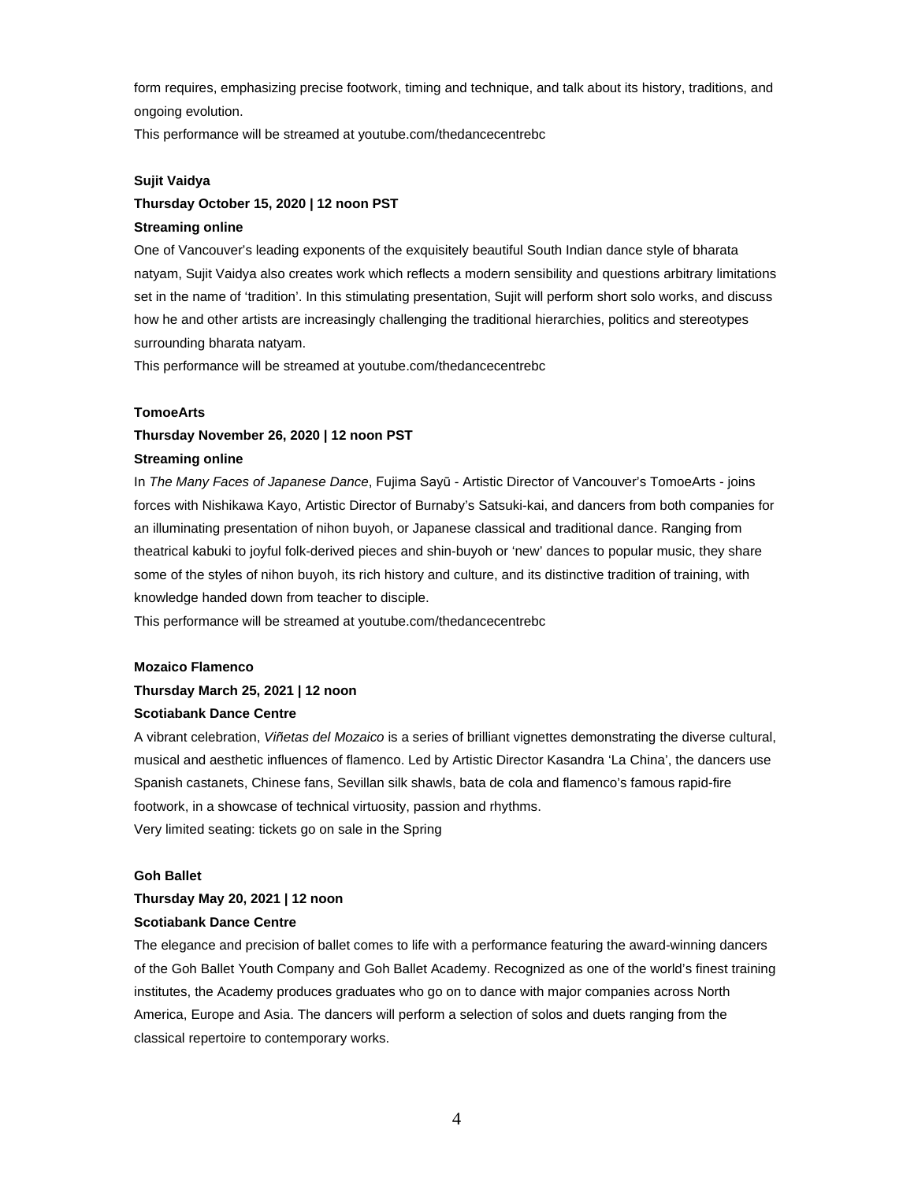form requires, emphasizing precise footwork, timing and technique, and talk about its history, traditions, and ongoing evolution.

This performance will be streamed at youtube.com/thedancecentrebc

**Sujit Vaidya**

**Thursday October 15, 2020 | 12 noon PST**

**Streaming online**

One of Vancouver's leading exponents of the exquisitely beautiful South Indian dance style of bharata natyam, Sujit Vaidya also creates work which reflects a modern sensibility and questions arbitrary limitations set in the name of 'tradition'. In this stimulating presentation, Sujit will perform short solo works, and discuss how he and other artists are increasingly challenging the traditional hierarchies, politics and stereotypes surrounding bharata natyam.

This performance will be streamed at youtube.com/thedancecentrebc

**TomoeArts**

**Thursday November 26, 2020 | 12 noon PST**

**Streaming online**

In *The Many Faces of Japanese Dance*, Fujima Sayū - Artistic Director of Vancouver's TomoeArts - joins forces with Nishikawa Kayo, Artistic Director of Burnaby's Satsuki-kai, and dancers from both companies for an illuminating presentation of nihon buyoh, or Japanese classical and traditional dance. Ranging from theatrical kabuki to joyful folk-derived pieces and shin-buyoh or 'new' dances to popular music, they share some of the styles of nihon buyoh, its rich history and culture, and its distinctive tradition of training, with knowledge handed down from teacher to disciple.

This performance will be streamed at youtube.com/thedancecentrebc

**Mozaico Flamenco**

**Thursday March 25, 2021 | 12 noon**

**Scotiabank Dance Centre**

A vibrant celebration, *Viñetas del Mozaico* is a series of brilliant vignettes demonstrating the diverse cultural, musical and aesthetic influences of flamenco. Led by Artistic Director Kasandra 'La China', the dancers use Spanish castanets, Chinese fans, Sevillan silk shawls, bata de cola and flamenco's famous rapid-fire footwork, in a showcase of technical virtuosity, passion and rhythms.

Very limited seating: tickets go on sale in the Spring

**Goh Ballet**

**Thursday May 20, 2021 | 12 noon**

**Scotiabank Dance Centre**

The elegance and precision of ballet comes to life with a performance featuring the award-winning dancers of the Goh Ballet Youth Company and Goh Ballet Academy. Recognized as one of the world's finest training institutes, the Academy produces graduates who go on to dance with major companies across North America, Europe and Asia. The dancers will perform a selection of solos and duets ranging from the classical repertoire to contemporary works.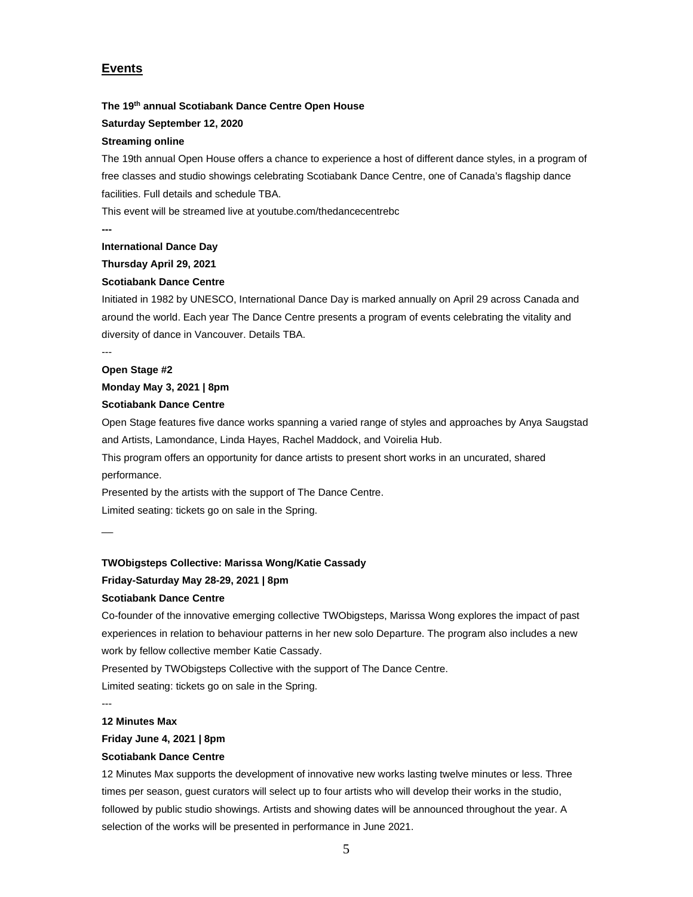## Events

**The 19th annual Scotiabank Dance Centre Open House**

**Saturday September 12, 2020**

**Streaming online**

The 19th annual Open House offers a chance to experience a host of different dance styles, in a program of free classes and studio showings celebrating Scotiabank Dance Centre, one of Canada's flagship dance facilities. Full details and schedule TBA.

This event will be streamed live at youtube.com/thedancecentrebc

---

**International Dance Day**

**Thursday April 29, 2021**

**Scotiabank Dance Centre**

Initiated in 1982 by UNESCO, International Dance Day is marked annually on April 29 across Canada and around the world. Each year The Dance Centre presents a program of events celebrating the vitality and diversity of dance in Vancouver. Details TBA.

---

**Open Stage #2**

**Monday May 3, 2021 | 8pm**

**Scotiabank Dance Centre**

Open Stage features five dance works spanning a varied range of styles and approaches by Anya Saugstad and Artists, Lamondance, Linda Hayes, Rachel Maddock, and Voirelia Hub.

This program offers an opportunity for dance artists to present short works in an uncurated, shared performance.

Presented by the artists with the support of The Dance Centre.

Limited seating: tickets go on sale in the Spring.

—

**TWObigsteps Collective: Marissa Wong/Katie Cassady**

**Friday-Saturday May 28-29, 2021 | 8pm**

**Scotiabank Dance Centre**

Co-founder of the innovative emerging collective TWObigsteps, Marissa Wong explores the impact of past experiences in relation to behaviour patterns in her new solo Departure. The program also includes a new work by fellow collective member Katie Cassady.

Presented by TWObigsteps Collective with the support of The Dance Centre.

Limited seating: tickets go on sale in the Spring.

---

**12 Minutes Max**

**Friday June 4, 2021 | 8pm**

**Scotiabank Dance Centre**

12 Minutes Max supports the development of innovative new works lasting twelve minutes or less. Three times per season, guest curators will select up to four artists who will develop their works in the studio, followed by public studio showings. Artists and showing dates will be announced throughout the year. A selection of the works will be presented in performance in June 2021.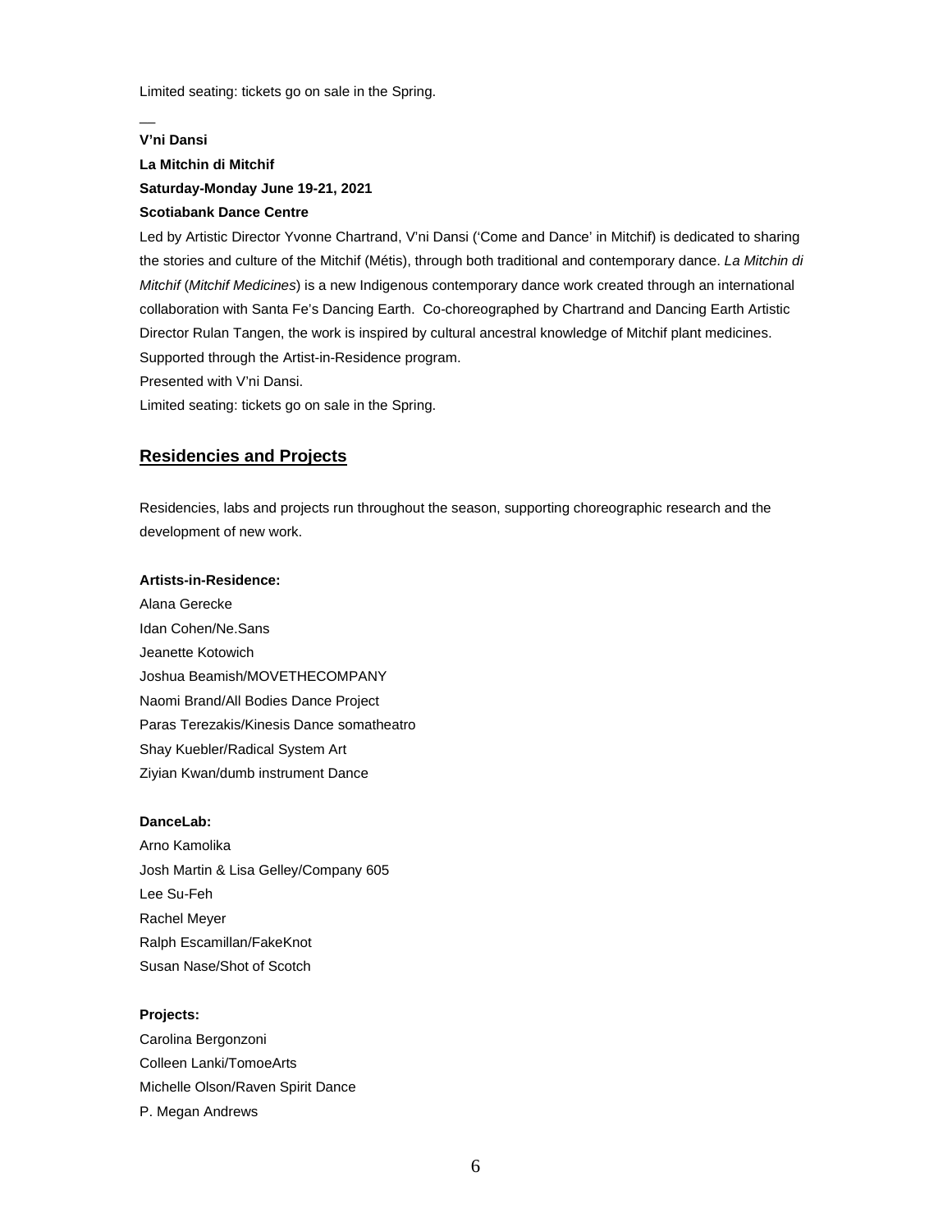Limited seating: tickets go on sale in the Spring.

—

**V'ni Dansi**

**La Mitchin di Mitchif**

**Saturday-Monday June 19-21, 2021**

**Scotiabank Dance Centre**

Led by Artistic Director Yvonne Chartrand, V'ni Dansi ('Come and Dance' in Mitchif) is dedicated to sharing the stories and culture of the Mitchif (Métis), through both traditional and contemporary dance. *La Mitchin di Mitchif* (*Mitchif Medicines*) is a new Indigenous contemporary dance work created through an international collaboration with Santa Fe's Dancing Earth. Co-choreographed by Chartrand and Dancing Earth Artistic Director Rulan Tangen, the work is inspired by cultural ancestral knowledge of Mitchif plant medicines.

Supported through the Artist-in-Residence program.

Presented with V'ni Dansi.

Limited seating: tickets go on sale in the Spring.

## Residencies and Projects

Residencies, labs and projects run throughout the season, supporting choreographic research and the development of new work.

**Artists-in-Residence:**

Alana Gerecke
Idan Cohen/Ne.Sans
Jeanette Kotowich
Joshua Beamish/MOVETHECOMPANY
Naomi Brand/All Bodies Dance Project
Paras Terezakis/Kinesis Dance somatheatro
Shay Kuebler/Radical System Art
Ziyian Kwan/dumb instrument Dance

**DanceLab:**

Arno Kamolika
Josh Martin & Lisa Gelley/Company 605
Lee Su-Feh
Rachel Meyer
Ralph Escamillan/FakeKnot
Susan Nase/Shot of Scotch

**Projects:**

Carolina Bergonzoni
Colleen Lanki/TomoeArts
Michelle Olson/Raven Spirit Dance
P. Megan Andrews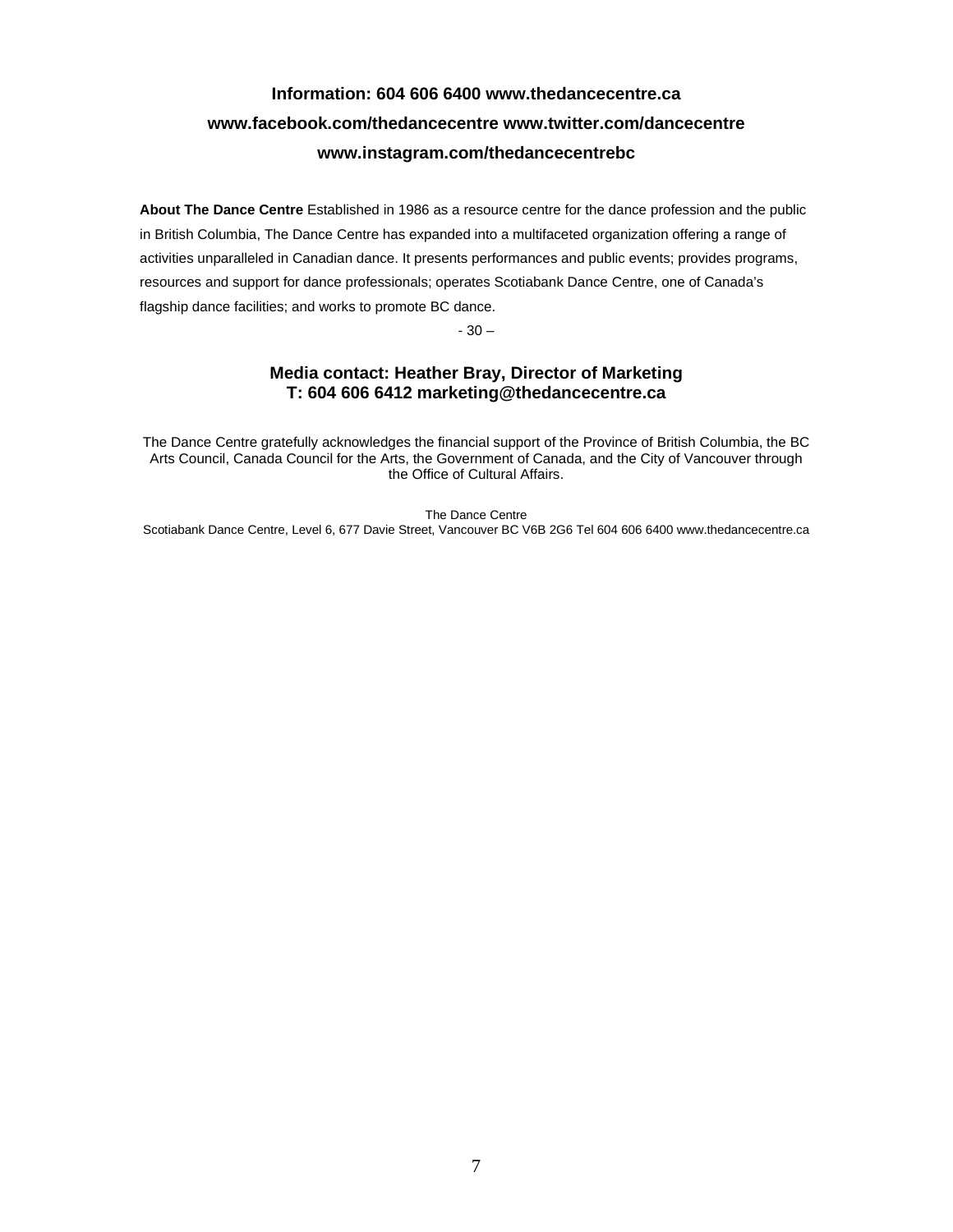**Information: 604 606 6400 www.thedancecentre.ca**

**www.facebook.com/thedancecentre www.twitter.com/dancecentre**

**www.instagram.com/thedancecentrebc**

**About The Dance Centre** Established in 1986 as a resource centre for the dance profession and the public in British Columbia, The Dance Centre has expanded into a multifaceted organization offering a range of activities unparalleled in Canadian dance. It presents performances and public events; provides programs, resources and support for dance professionals; operates Scotiabank Dance Centre, one of Canada's flagship dance facilities; and works to promote BC dance.

- 30 –

**Media contact: Heather Bray, Director of Marketing**
**T: 604 606 6412 marketing@thedancecentre.ca**

The Dance Centre gratefully acknowledges the financial support of the Province of British Columbia, the BC Arts Council, Canada Council for the Arts, the Government of Canada, and the City of Vancouver through the Office of Cultural Affairs.

The Dance Centre
Scotiabank Dance Centre, Level 6, 677 Davie Street, Vancouver BC V6B 2G6 Tel 604 606 6400 www.thedancecentre.ca